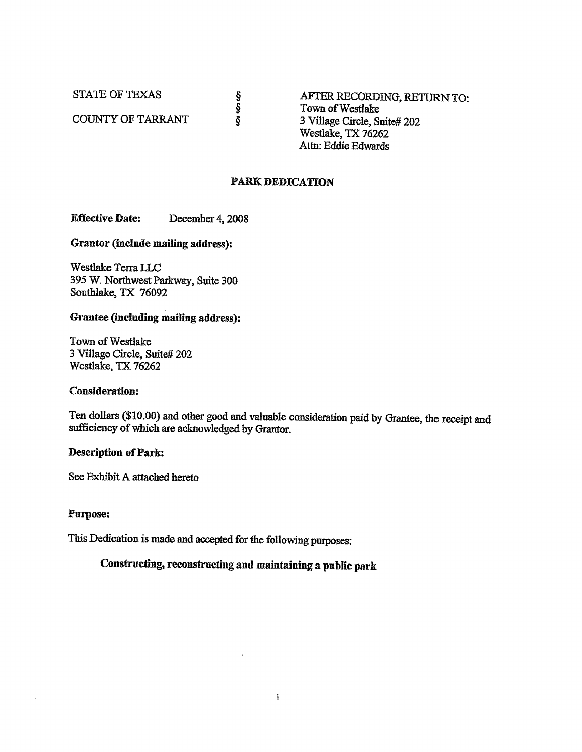STATE OF TEXAS §
§
COUNTY OF TARRANT §

AFTER RECORDING, RETURN TO:
Town of Westlake
3 Village Circle, Suite# 202
Westlake, TX 76262
Attn: Eddie Edwards

## PARK DEDICATION

**Effective Date:** December 4, 2008

**Grantor (include mailing address):**

Westlake Terra LLC
395 W. Northwest Parkway, Suite 300
Southlake, TX 76092

**Grantee (including mailing address):**

Town of Westlake
3 Village Circle, Suite# 202
Westlake, TX 76262

**Consideration:**

Ten dollars ($10.00) and other good and valuable consideration paid by Grantee, the receipt and sufficiency of which are acknowledged by Grantor.

**Description of Park:**

See Exhibit A attached hereto

**Purpose:**

This Dedication is made and accepted for the following purposes:

**Constructing, reconstructing and maintaining a public park**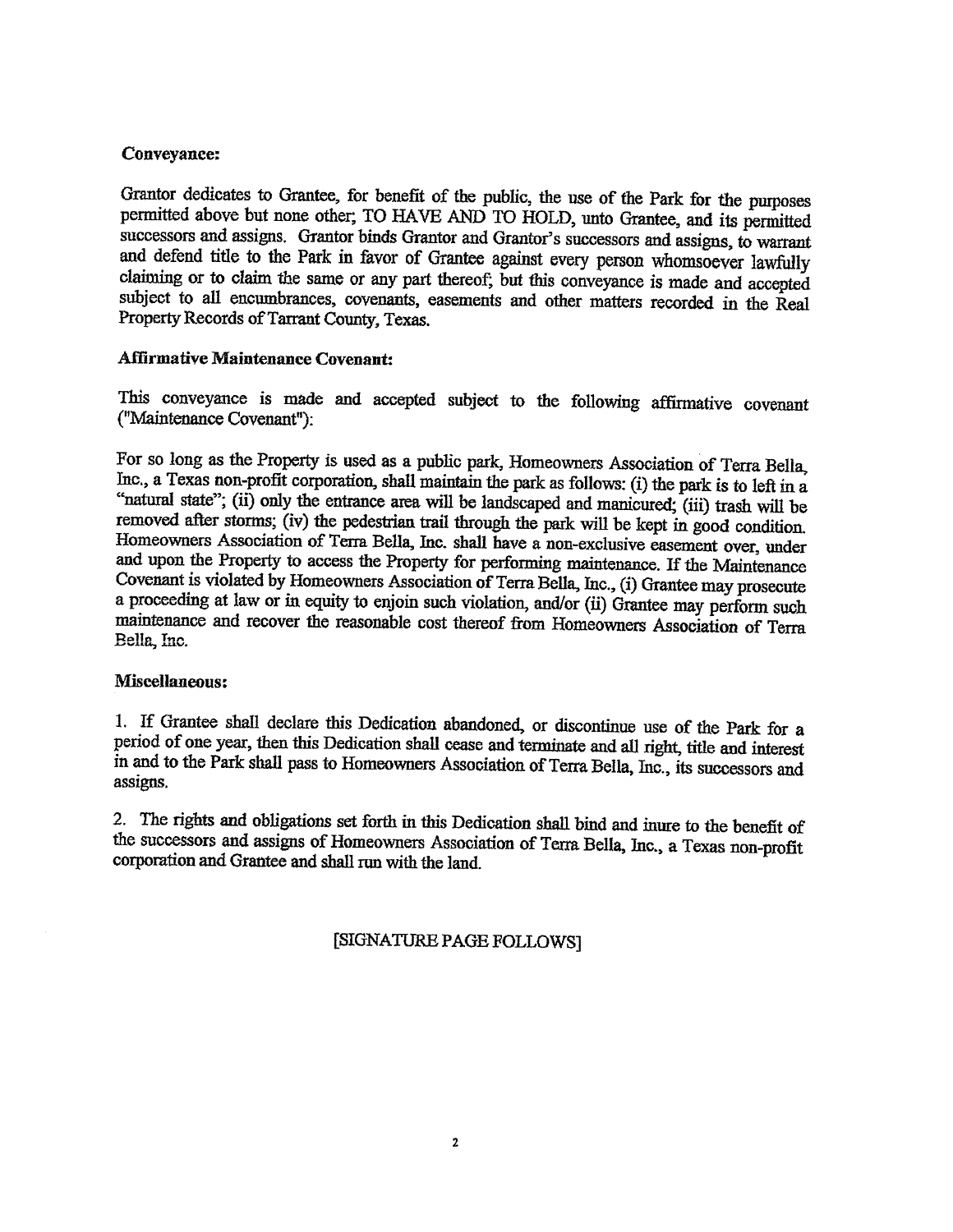**Conveyance:**

Grantor dedicates to Grantee, for benefit of the public, the use of the Park for the purposes permitted above but none other; TO HAVE AND TO HOLD, unto Grantee, and its permitted successors and assigns. Grantor binds Grantor and Grantor's successors and assigns, to warrant and defend title to the Park in favor of Grantee against every person whomsoever lawfully claiming or to claim the same or any part thereof; but this conveyance is made and accepted subject to all encumbrances, covenants, easements and other matters recorded in the Real Property Records of Tarrant County, Texas.

**Affirmative Maintenance Covenant:**

This conveyance is made and accepted subject to the following affirmative covenant ("Maintenance Covenant"):

For so long as the Property is used as a public park, Homeowners Association of Terra Bella, Inc., a Texas non-profit corporation, shall maintain the park as follows: (i) the park is to left in a "natural state"; (ii) only the entrance area will be landscaped and manicured; (iii) trash will be removed after storms; (iv) the pedestrian trail through the park will be kept in good condition. Homeowners Association of Terra Bella, Inc. shall have a non-exclusive easement over, under and upon the Property to access the Property for performing maintenance. If the Maintenance Covenant is violated by Homeowners Association of Terra Bella, Inc., (i) Grantee may prosecute a proceeding at law or in equity to enjoin such violation, and/or (ii) Grantee may perform such maintenance and recover the reasonable cost thereof from Homeowners Association of Terra Bella, Inc.

**Miscellaneous:**

1. If Grantee shall declare this Dedication abandoned, or discontinue use of the Park for a period of one year, then this Dedication shall cease and terminate and all right, title and interest in and to the Park shall pass to Homeowners Association of Terra Bella, Inc., its successors and assigns.

2. The rights and obligations set forth in this Dedication shall bind and inure to the benefit of the successors and assigns of Homeowners Association of Terra Bella, Inc., a Texas non-profit corporation and Grantee and shall run with the land.

[SIGNATURE PAGE FOLLOWS]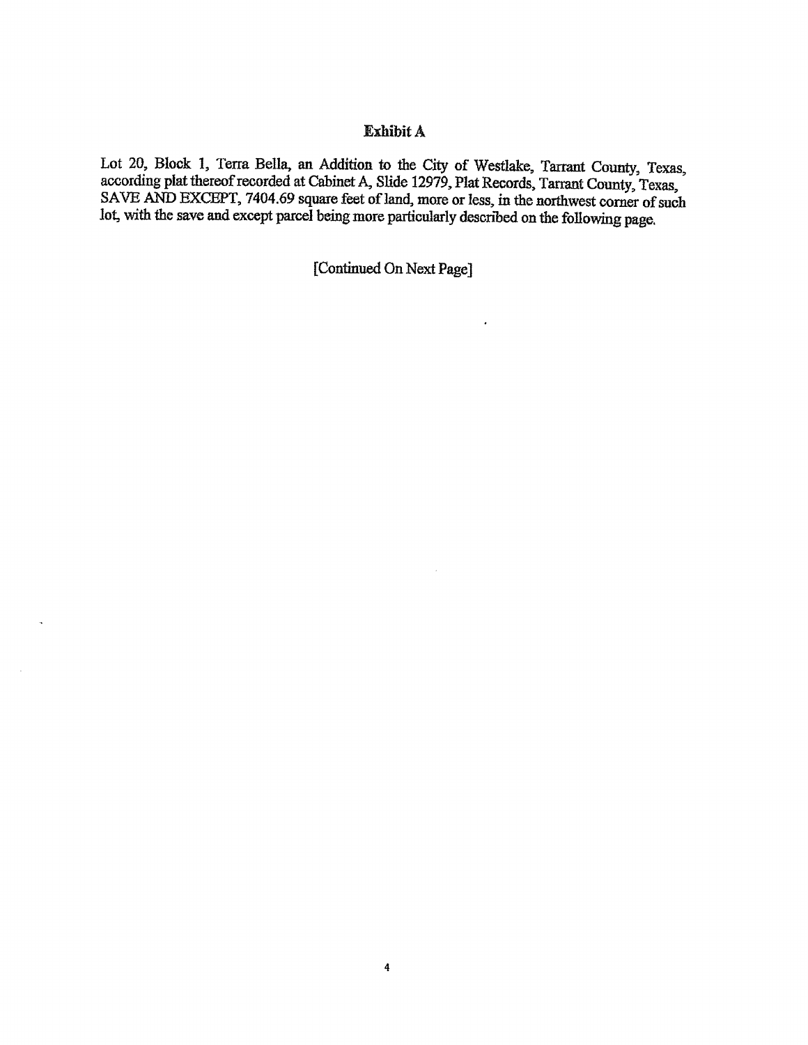## Exhibit A

Lot 20, Block 1, Terra Bella, an Addition to the City of Westlake, Tarrant County, Texas, according plat thereof recorded at Cabinet A, Slide 12979, Plat Records, Tarrant County, Texas, SAVE AND EXCEPT, 7404.69 square feet of land, more or less, in the northwest corner of such lot, with the save and except parcel being more particularly described on the following page.

[Continued On Next Page]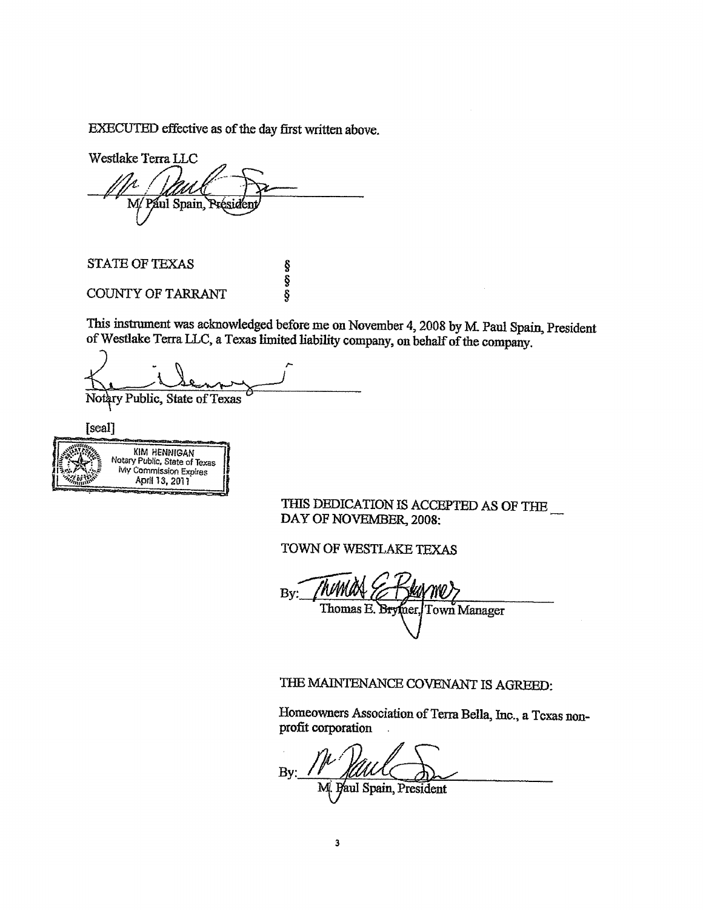EXECUTED effective as of the day first written above.

Westlake Terra LLC

M. Paul Spain, President

STATE OF TEXAS §
§
COUNTY OF TARRANT §

This instrument was acknowledged before me on November 4, 2008 by M. Paul Spain, President of Westlake Terra LLC, a Texas limited liability company, on behalf of the company.

Notary Public, State of Texas

[seal]

KIM HENNIGAN
Notary Public, State of Texas
My Commission Expires
April 13, 2011

THIS DEDICATION IS ACCEPTED AS OF THE __ DAY OF NOVEMBER, 2008:

TOWN OF WESTLAKE TEXAS

By: ______________________
Thomas E. Brymer, Town Manager

THE MAINTENANCE COVENANT IS AGREED:

Homeowners Association of Terra Bella, Inc., a Texas non-profit corporation

By: ______________________
M. Paul Spain, President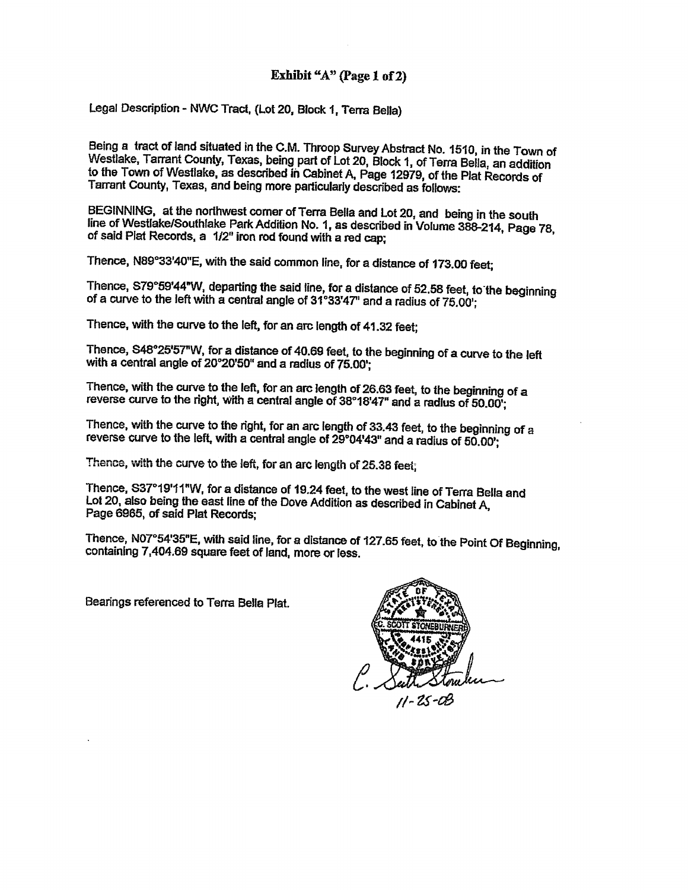## Exhibit "A" (Page 1 of 2)

Legal Description - NWC Tract, (Lot 20, Block 1, Terra Bella)

Being a tract of land situated in the C.M. Throop Survey Abstract No. 1510, in the Town of Westlake, Tarrant County, Texas, being part of Lot 20, Block 1, of Terra Bella, an addition to the Town of Westlake, as described in Cabinet A, Page 12979, of the Plat Records of Tarrant County, Texas, and being more particularly described as follows:

BEGINNING, at the northwest corner of Terra Bella and Lot 20, and being in the south line of Westlake/Southlake Park Addition No. 1, as described in Volume 388-214, Page 78, of said Plat Records, a 1/2" iron rod found with a red cap;

Thence, N89°33'40"E, with the said common line, for a distance of 173.00 feet;

Thence, S79°59'44"W, departing the said line, for a distance of 52.58 feet, to the beginning of a curve to the left with a central angle of 31°33'47" and a radius of 75.00';

Thence, with the curve to the left, for an arc length of 41.32 feet;

Thence, S48°25'57"W, for a distance of 40.69 feet, to the beginning of a curve to the left with a central angle of 20°20'50" and a radius of 75.00';

Thence, with the curve to the left, for an arc length of 26.63 feet, to the beginning of a reverse curve to the right, with a central angle of 38°18'47" and a radius of 50.00';

Thence, with the curve to the right, for an arc length of 33.43 feet, to the beginning of a reverse curve to the left, with a central angle of 29°04'43" and a radius of 50.00';

Thence, with the curve to the left, for an arc length of 25.38 feet;

Thence, S37°19'11"W, for a distance of 19.24 feet, to the west line of Terra Bella and Lot 20, also being the east line of the Dove Addition as described in Cabinet A, Page 6965, of said Plat Records;

Thence, N07°54'35"E, with said line, for a distance of 127.65 feet, to the Point Of Beginning, containing 7,404.69 square feet of land, more or less.

Bearings referenced to Terra Bella Plat.

STATE OF TEXAS
REGISTERED
C. SCOTT STONEBURNER
4415
PROFESSIONAL
LAND SURVEYOR

C. Scott Stoneburner
11-25-08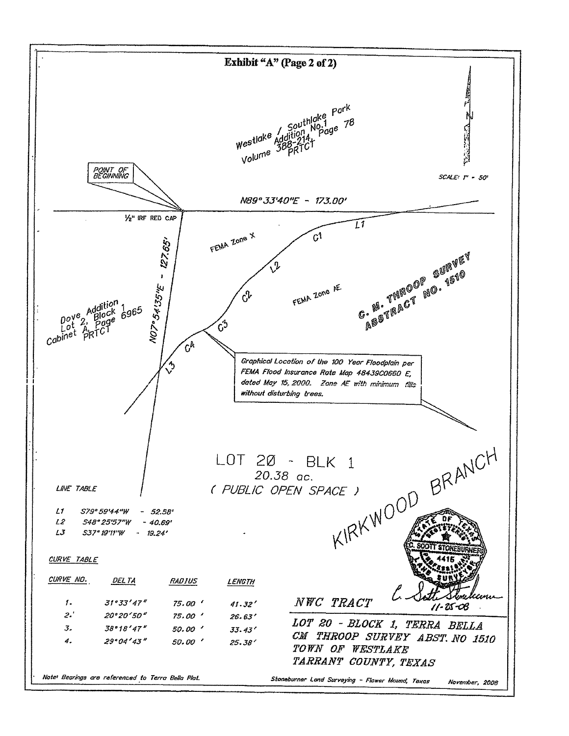# Exhibit "A" (Page 2 of 2)

Westlake / Southlake Park Addition No.1 Volume 388-214, Page 78 PRTCT

N

SCALE: 1" = 50'

POINT OF BEGINNING

N89°33'40"E - 173.00'

½" IRF RED CAP

N07°54'35"E - 127.65'

FEMA Zone X

FEMA Zone AE

L1

C1

L2

C2

C3

C4

L3

C. M. THROOP SURVEY ABSTRACT NO. 1510

Dove Addition Lot 2, Block 1 Cabinet A, Page 6965 PRTCT

Graphical Location of the 100 Year Floodplain per FEMA Flood Insurance Rate Map 48439C0660 E, dated May 15, 2000. Zone AE with minimum fills without disturbing trees.

LOT 20 - BLK 1
20.38 ac.
( PUBLIC OPEN SPACE )

KIRKWOOD BRANCH

LINE TABLE

| | | |
|---|---|---|
| L1 | S79°59'44"W | - 52.58' |
| L2 | S48°25'57"W | - 40.69' |
| L3 | S37°19'11"W | - 19.24' |

CURVE TABLE

| CURVE NO. | DELTA | RADIUS | LENGTH |
|---|---|---|---|
| 1. | 31°33'47" | 75.00' | 41.32' |
| 2. | 20°20'50" | 75.00' | 26.63' |
| 3. | 38°18'47" | 50.00' | 33.43' |
| 4. | 29°04'43" | 50.00' | 25.38' |

STATE OF TEXAS REGISTERED C. SCOTT STONEBURNER 4416 PROFESSIONAL LAND SURVEYOR

C. Scott Stoneburner
11-05-08

*NWC TRACT*

*LOT 20 - BLOCK 1, TERRA BELLA*
*CM THROOP SURVEY ABST. NO 1510*
*TOWN OF WESTLAKE*
*TARRANT COUNTY, TEXAS*

Note: Bearings are referenced to Terra Bella Plat.

Stoneburner Land Surveying - Flower Mound, Texas November, 2008